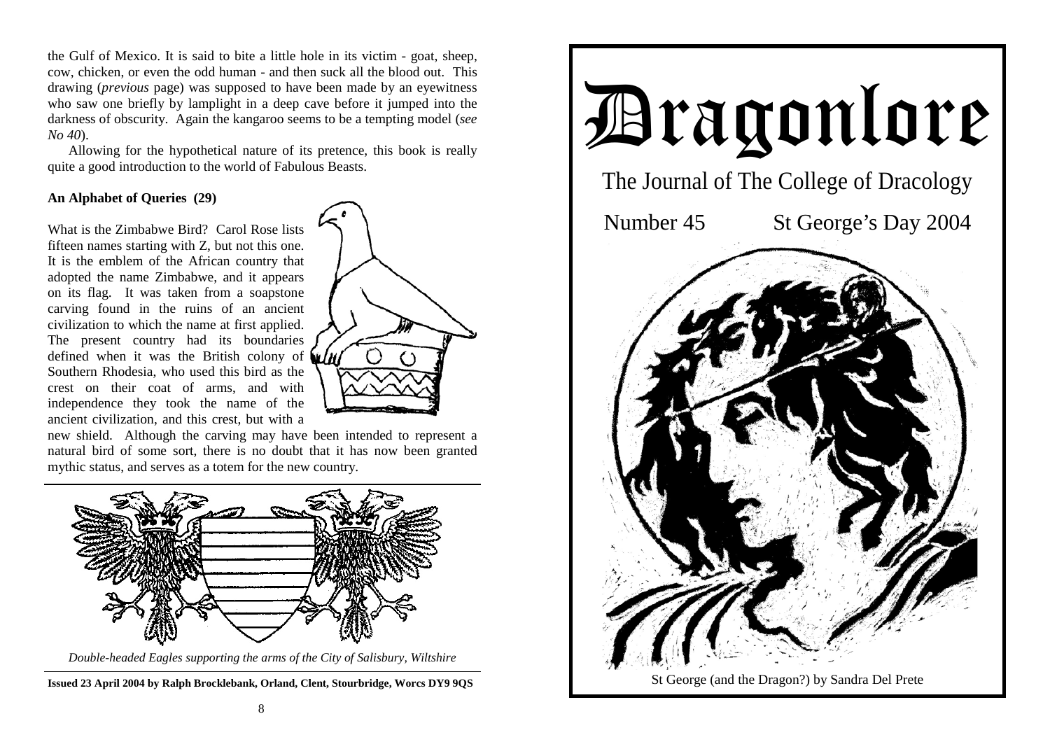the Gulf of Mexico. It is said to bite a little hole in its victim - goat, sheep, cow, chicken, or even the odd human - and then suck all the blood out. This drawing (*previous* page) was supposed to have been made by an eyewitness who saw one briefly by lamplight in a deep cave before it jumped into the darkness of obscurity. Again the kangaroo seems to be a tempting model (*see No 40*).

Allowing for the hypothetical nature of its pretence, this book is really quite a good introduction to the world of Fabulous Beasts.

**An Alphabet of Queries (29)**

What is the Zimbabwe Bird? Carol Rose lists fifteen names starting with Z, but not this one. It is the emblem of the African country that adopted the name Zimbabwe, and it appears on its flag. It was taken from a soapstone carving found in the ruins of an ancient civilization to which the name at first applied. The present country had its boundaries defined when it was the British colony of Southern Rhodesia, who used this bird as the crest on their coat of arms, and with independence they took the name of the ancient civilization, and this crest, but with a new shield. Although the carving may have been intended to represent a natural bird of some sort, there is no doubt that it has now been granted mythic status, and serves as a totem for the new country.

*Double-headed Eagles supporting the arms of the City of Salisbury, Wiltshire*

**Issued 23 April 2004 by Ralph Brocklebank, Orland, Clent, Stourbridge, Worcs DY9 9QS**

# Dragonlore

## The Journal of The College of Dracology

Number 45 St George's Day 2004

St George (and the Dragon?) by Sandra Del Prete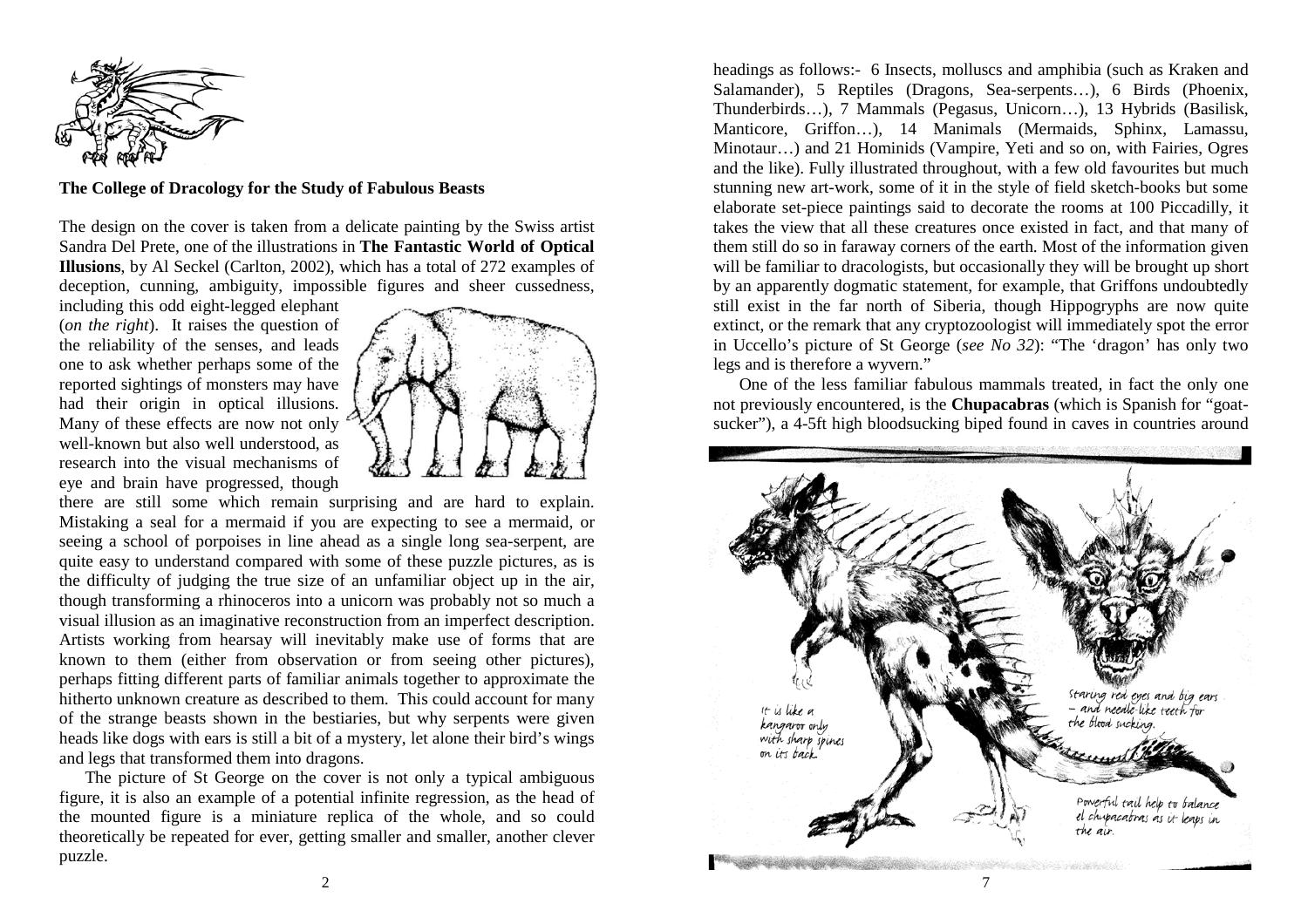**The College of Dracology for the Study of Fabulous Beasts**

The design on the cover is taken from a delicate painting by the Swiss artist Sandra Del Prete, one of the illustrations in **The Fantastic World of Optical Illusions**, by Al Seckel (Carlton, 2002), which has a total of 272 examples of deception, cunning, ambiguity, impossible figures and sheer cussedness, including this odd eight-legged elephant (*on the right*). It raises the question of the reliability of the senses, and leads one to ask whether perhaps some of the reported sightings of monsters may have had their origin in optical illusions. Many of these effects are now not only well-known but also well understood, as research into the visual mechanisms of eye and brain have progressed, though there are still some which remain surprising and are hard to explain. Mistaking a seal for a mermaid if you are expecting to see a mermaid, or seeing a school of porpoises in line ahead as a single long sea-serpent, are quite easy to understand compared with some of these puzzle pictures, as is the difficulty of judging the true size of an unfamiliar object up in the air, though transforming a rhinoceros into a unicorn was probably not so much a visual illusion as an imaginative reconstruction from an imperfect description. Artists working from hearsay will inevitably make use of forms that are known to them (either from observation or from seeing other pictures), perhaps fitting different parts of familiar animals together to approximate the hitherto unknown creature as described to them. This could account for many of the strange beasts shown in the bestiaries, but why serpents were given heads like dogs with ears is still a bit of a mystery, let alone their bird's wings and legs that transformed them into dragons.

The picture of St George on the cover is not only a typical ambiguous figure, it is also an example of a potential infinite regression, as the head of the mounted figure is a miniature replica of the whole, and so could theoretically be repeated for ever, getting smaller and smaller, another clever puzzle.

headings as follows:- 6 Insects, molluscs and amphibia (such as Kraken and Salamander), 5 Reptiles (Dragons, Sea-serpents…), 6 Birds (Phoenix, Thunderbirds…), 7 Mammals (Pegasus, Unicorn…), 13 Hybrids (Basilisk, Manticore, Griffon…), 14 Manimals (Mermaids, Sphinx, Lamassu, Minotaur…) and 21 Hominids (Vampire, Yeti and so on, with Fairies, Ogres and the like). Fully illustrated throughout, with a few old favourites but much stunning new art-work, some of it in the style of field sketch-books but some elaborate set-piece paintings said to decorate the rooms at 100 Piccadilly, it takes the view that all these creatures once existed in fact, and that many of them still do so in faraway corners of the earth. Most of the information given will be familiar to dracologists, but occasionally they will be brought up short by an apparently dogmatic statement, for example, that Griffons undoubtedly still exist in the far north of Siberia, though Hippogryphs are now quite extinct, or the remark that any cryptozoologist will immediately spot the error in Uccello's picture of St George (*see No 32*): "The 'dragon' has only two legs and is therefore a wyvern."

One of the less familiar fabulous mammals treated, in fact the only one not previously encountered, is the **Chupacabras** (which is Spanish for "goat-sucker"), a 4-5ft high bloodsucking biped found in caves in countries around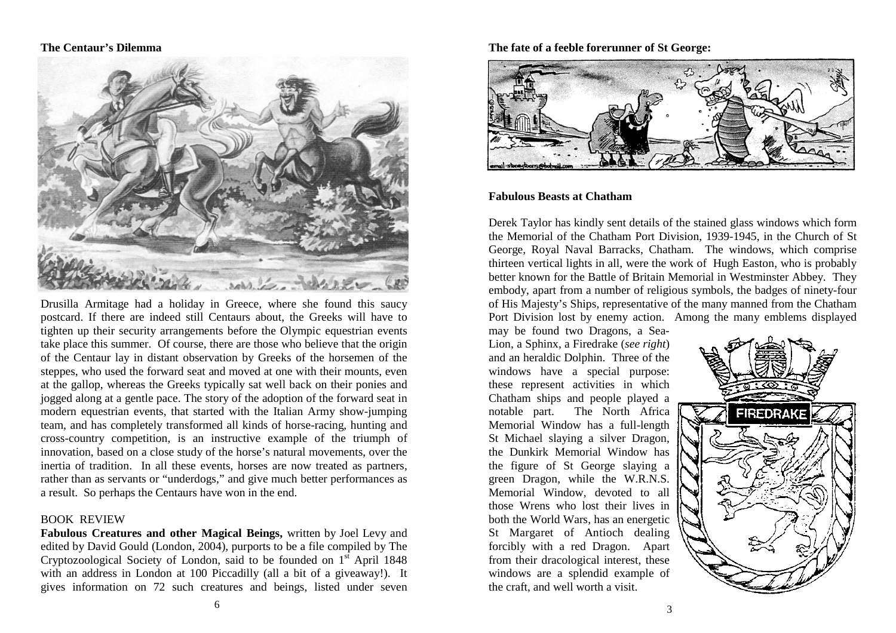## The Centaur's Dilemma

Drusilla Armitage had a holiday in Greece, where she found this saucy postcard. If there are indeed still Centaurs about, the Greeks will have to tighten up their security arrangements before the Olympic equestrian events take place this summer. Of course, there are those who believe that the origin of the Centaur lay in distant observation by Greeks of the horsemen of the steppes, who used the forward seat and moved at one with their mounts, even at the gallop, whereas the Greeks typically sat well back on their ponies and jogged along at a gentle pace. The story of the adoption of the forward seat in modern equestrian events, that started with the Italian Army show-jumping team, and has completely transformed all kinds of horse-racing, hunting and cross-country competition, is an instructive example of the triumph of innovation, based on a close study of the horse's natural movements, over the inertia of tradition. In all these events, horses are now treated as partners, rather than as servants or "underdogs," and give much better performances as a result. So perhaps the Centaurs have won in the end.

BOOK REVIEW

**Fabulous Creatures and other Magical Beings,** written by Joel Levy and edited by David Gould (London, 2004), purports to be a file compiled by The Cryptozoological Society of London, said to be founded on 1st April 1848 with an address in London at 100 Piccadilly (all a bit of a giveaway!). It gives information on 72 such creatures and beings, listed under seven

## The fate of a feeble forerunner of St George:

## Fabulous Beasts at Chatham

Derek Taylor has kindly sent details of the stained glass windows which form the Memorial of the Chatham Port Division, 1939-1945, in the Church of St George, Royal Naval Barracks, Chatham. The windows, which comprise thirteen vertical lights in all, were the work of Hugh Easton, who is probably better known for the Battle of Britain Memorial in Westminster Abbey. They embody, apart from a number of religious symbols, the badges of ninety-four of His Majesty's Ships, representative of the many manned from the Chatham Port Division lost by enemy action. Among the many emblems displayed may be found two Dragons, a Sea-Lion, a Sphinx, a Firedrake (*see right*) and an heraldic Dolphin. Three of the windows have a special purpose: these represent activities in which Chatham ships and people played a notable part. The North Africa Memorial Window has a full-length St Michael slaying a silver Dragon, the Dunkirk Memorial Window has the figure of St George slaying a green Dragon, while the W.R.N.S. Memorial Window, devoted to all those Wrens who lost their lives in both the World Wars, has an energetic St Margaret of Antioch dealing forcibly with a red Dragon. Apart from their dracological interest, these windows are a splendid example of the craft, and well worth a visit.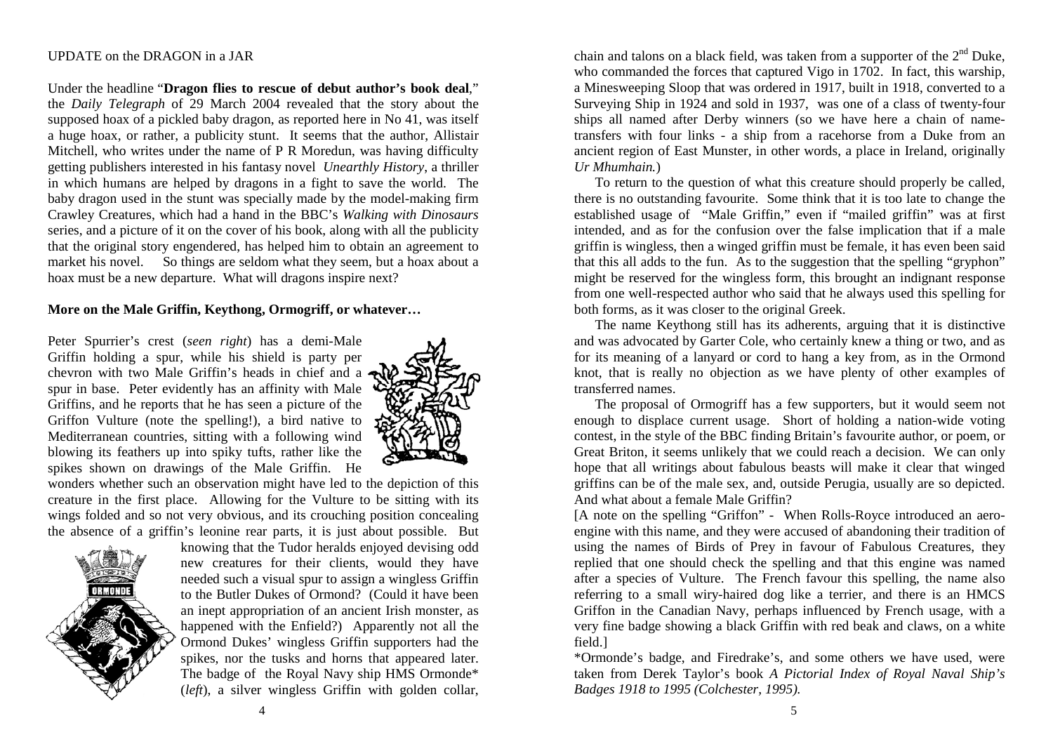UPDATE on the DRAGON in a JAR

Under the headline "**Dragon flies to rescue of debut author's book deal**," the *Daily Telegraph* of 29 March 2004 revealed that the story about the supposed hoax of a pickled baby dragon, as reported here in No 41, was itself a huge hoax, or rather, a publicity stunt. It seems that the author, Allistair Mitchell, who writes under the name of P R Moredun, was having difficulty getting publishers interested in his fantasy novel *Unearthly History*, a thriller in which humans are helped by dragons in a fight to save the world. The baby dragon used in the stunt was specially made by the model-making firm Crawley Creatures, which had a hand in the BBC's *Walking with Dinosaurs* series, and a picture of it on the cover of his book, along with all the publicity that the original story engendered, has helped him to obtain an agreement to market his novel. So things are seldom what they seem, but a hoax about a hoax must be a new departure. What will dragons inspire next?

**More on the Male Griffin, Keythong, Ormogriff, or whatever…**

Peter Spurrier's crest (*seen right*) has a demi-Male Griffin holding a spur, while his shield is party per chevron with two Male Griffin's heads in chief and a spur in base. Peter evidently has an affinity with Male Griffins, and he reports that he has seen a picture of the Griffon Vulture (note the spelling!), a bird native to Mediterranean countries, sitting with a following wind blowing its feathers up into spiky tufts, rather like the spikes shown on drawings of the Male Griffin. He wonders whether such an observation might have led to the depiction of this creature in the first place. Allowing for the Vulture to be sitting with its wings folded and so not very obvious, and its crouching position concealing the absence of a griffin's leonine rear parts, it is just about possible. But knowing that the Tudor heralds enjoyed devising odd new creatures for their clients, would they have needed such a visual spur to assign a wingless Griffin to the Butler Dukes of Ormond? (Could it have been an inept appropriation of an ancient Irish monster, as happened with the Enfield?) Apparently not all the Ormond Dukes' wingless Griffin supporters had the spikes, nor the tusks and horns that appeared later. The badge of the Royal Navy ship HMS Ormonde* (*left*), a silver wingless Griffin with golden collar, chain and talons on a black field, was taken from a supporter of the 2nd Duke, who commanded the forces that captured Vigo in 1702. In fact, this warship, a Minesweeping Sloop that was ordered in 1917, built in 1918, converted to a Surveying Ship in 1924 and sold in 1937, was one of a class of twenty-four ships all named after Derby winners (so we have here a chain of name-transfers with four links - a ship from a racehorse from a Duke from an ancient region of East Munster, in other words, a place in Ireland, originally *Ur Mhumhain.*)

To return to the question of what this creature should properly be called, there is no outstanding favourite. Some think that it is too late to change the established usage of "Male Griffin," even if "mailed griffin" was at first intended, and as for the confusion over the false implication that if a male griffin is wingless, then a winged griffin must be female, it has even been said that this all adds to the fun. As to the suggestion that the spelling "gryphon" might be reserved for the wingless form, this brought an indignant response from one well-respected author who said that he always used this spelling for both forms, as it was closer to the original Greek.

The name Keythong still has its adherents, arguing that it is distinctive and was advocated by Garter Cole, who certainly knew a thing or two, and as for its meaning of a lanyard or cord to hang a key from, as in the Ormond knot, that is really no objection as we have plenty of other examples of transferred names.

The proposal of Ormogriff has a few supporters, but it would seem not enough to displace current usage. Short of holding a nation-wide voting contest, in the style of the BBC finding Britain's favourite author, or poem, or Great Briton, it seems unlikely that we could reach a decision. We can only hope that all writings about fabulous beasts will make it clear that winged griffins can be of the male sex, and, outside Perugia, usually are so depicted. And what about a female Male Griffin?

[A note on the spelling "Griffon" - When Rolls-Royce introduced an aero-engine with this name, and they were accused of abandoning their tradition of using the names of Birds of Prey in favour of Fabulous Creatures, they replied that one should check the spelling and that this engine was named after a species of Vulture. The French favour this spelling, the name also referring to a small wiry-haired dog like a terrier, and there is an HMCS Griffon in the Canadian Navy, perhaps influenced by French usage, with a very fine badge showing a black Griffin with red beak and claws, on a white field.]

*Ormonde's badge, and Firedrake's, and some others we have used, were taken from Derek Taylor's book *A Pictorial Index of Royal Naval Ship's Badges 1918 to 1995 (Colchester, 1995).*